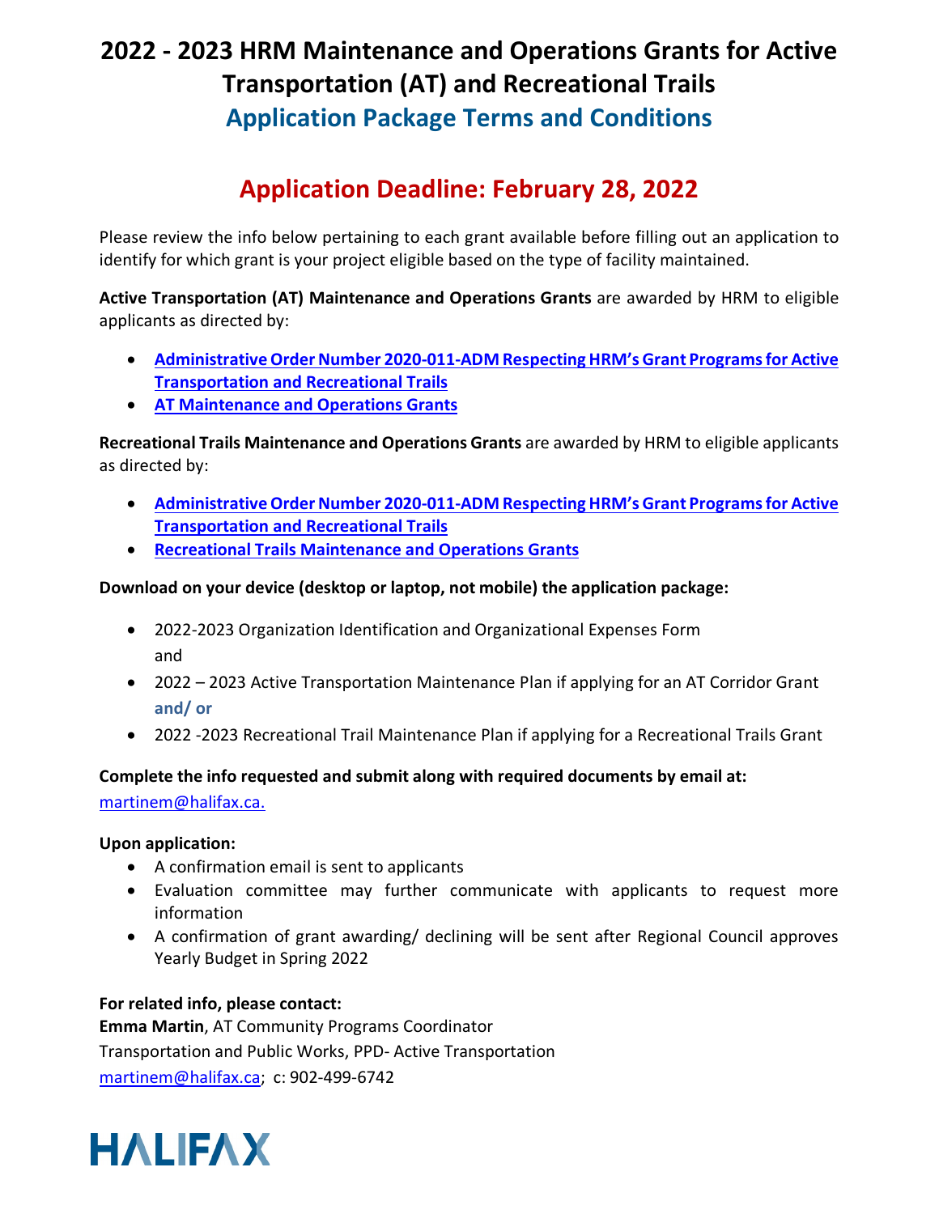# 2022 - 2023 HRM Maintenance and Operations Grants for Active Transportation (AT) and Recreational Trails

## Application Package Terms and Conditions

## Application Deadline: February 28, 2022

Please review the info below pertaining to each grant available before filling out an application to identify for which grant is your project eligible based on the type of facility maintained.

**Active Transportation (AT) Maintenance and Operations Grants** are awarded by HRM to eligible applicants as directed by:

- **Administrative Order Number 2020-011-ADM Respecting HRM's Grant Programs for Active Transportation and Recreational Trails**
- **AT Maintenance and Operations Grants**

**Recreational Trails Maintenance and Operations Grants** are awarded by HRM to eligible applicants as directed by:

- **Administrative Order Number 2020-011-ADM Respecting HRM's Grant Programs for Active Transportation and Recreational Trails**
- **Recreational Trails Maintenance and Operations Grants**

**Download on your device (desktop or laptop, not mobile) the application package:**

- 2022-2023 Organization Identification and Organizational Expenses Form and
- 2022 – 2023 Active Transportation Maintenance Plan if applying for an AT Corridor Grant **and/ or**
- 2022 -2023 Recreational Trail Maintenance Plan if applying for a Recreational Trails Grant

**Complete the info requested and submit along with required documents by email at:**
martinem@halifax.ca.

**Upon application:**

- A confirmation email is sent to applicants
- Evaluation committee may further communicate with applicants to request more information
- A confirmation of grant awarding/ declining will be sent after Regional Council approves Yearly Budget in Spring 2022

**For related info, please contact:**
**Emma Martin**, AT Community Programs Coordinator
Transportation and Public Works, PPD- Active Transportation
martinem@halifax.ca; c: 902-499-6742

HALIFAX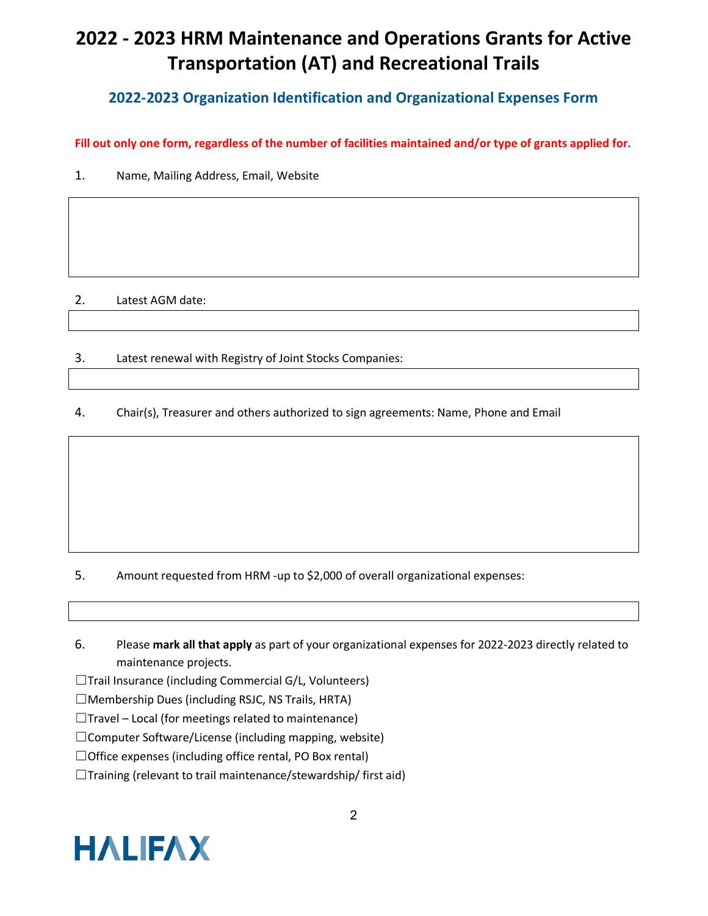# 2022 - 2023 HRM Maintenance and Operations Grants for Active Transportation (AT) and Recreational Trails

## 2022-2023 Organization Identification and Organizational Expenses Form

**Fill out only one form, regardless of the number of facilities maintained and/or type of grants applied for.**

1. Name, Mailing Address, Email, Website

2. Latest AGM date:

3. Latest renewal with Registry of Joint Stocks Companies:

4. Chair(s), Treasurer and others authorized to sign agreements: Name, Phone and Email

5. Amount requested from HRM -up to $2,000 of overall organizational expenses:

6. Please **mark all that apply** as part of your organizational expenses for 2022-2023 directly related to maintenance projects.

☐Trail Insurance (including Commercial G/L, Volunteers)

☐Membership Dues (including RSJC, NS Trails, HRTA)

☐Travel – Local (for meetings related to maintenance)

☐Computer Software/License (including mapping, website)

☐Office expenses (including office rental, PO Box rental)

☐Training (relevant to trail maintenance/stewardship/ first aid)

HALIFAX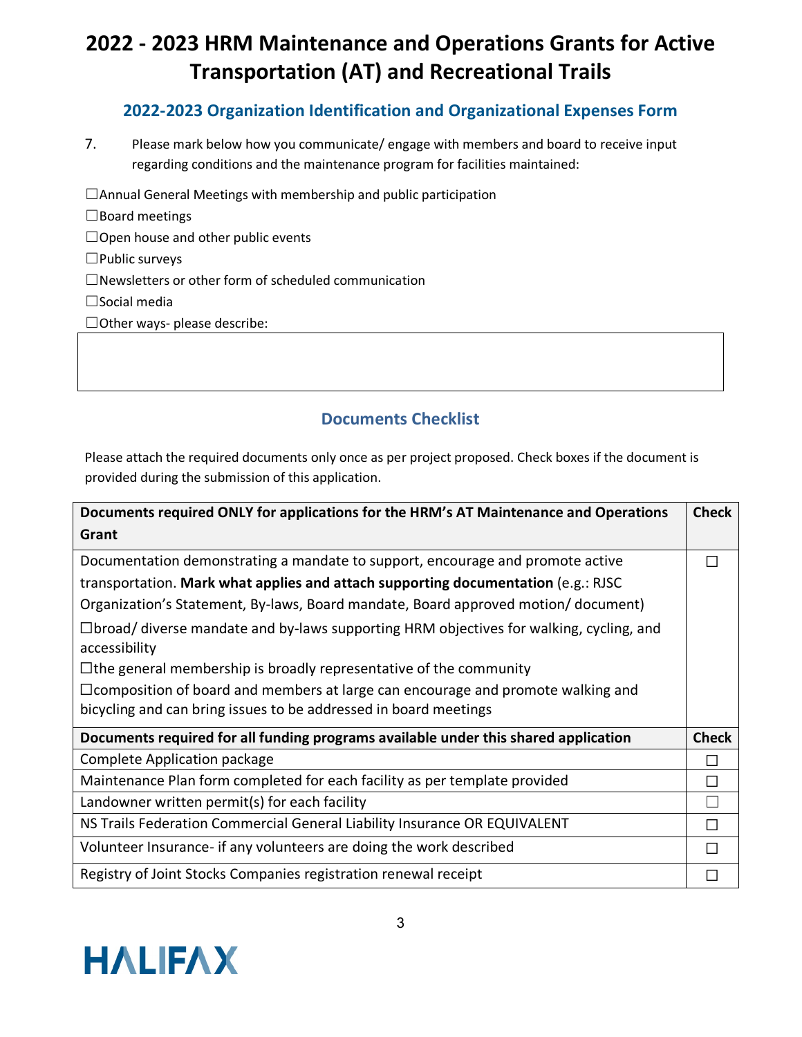# 2022 - 2023 HRM Maintenance and Operations Grants for Active Transportation (AT) and Recreational Trails

## 2022-2023 Organization Identification and Organizational Expenses Form

7. Please mark below how you communicate/ engage with members and board to receive input regarding conditions and the maintenance program for facilities maintained:

☐Annual General Meetings with membership and public participation

☐Board meetings

☐Open house and other public events

☐Public surveys

☐Newsletters or other form of scheduled communication

☐Social media

☐Other ways- please describe:

## Documents Checklist

Please attach the required documents only once as per project proposed. Check boxes if the document is provided during the submission of this application.

| **Documents required ONLY for applications for the HRM's AT Maintenance and Operations Grant** | **Check** |
|---|---|
| Documentation demonstrating a mandate to support, encourage and promote active transportation. **Mark what applies and attach supporting documentation** (e.g.: RJSC Organization's Statement, By-laws, Board mandate, Board approved motion/ document)<br>☐broad/ diverse mandate and by-laws supporting HRM objectives for walking, cycling, and accessibility<br>☐the general membership is broadly representative of the community<br>☐composition of board and members at large can encourage and promote walking and bicycling and can bring issues to be addressed in board meetings | ☐ |
| **Documents required for all funding programs available under this shared application** | **Check** |
| Complete Application package | ☐ |
| Maintenance Plan form completed for each facility as per template provided | ☐ |
| Landowner written permit(s) for each facility | ☐ |
| NS Trails Federation Commercial General Liability Insurance OR EQUIVALENT | ☐ |
| Volunteer Insurance- if any volunteers are doing the work described | ☐ |
| Registry of Joint Stocks Companies registration renewal receipt | ☐ |

HALIFAX